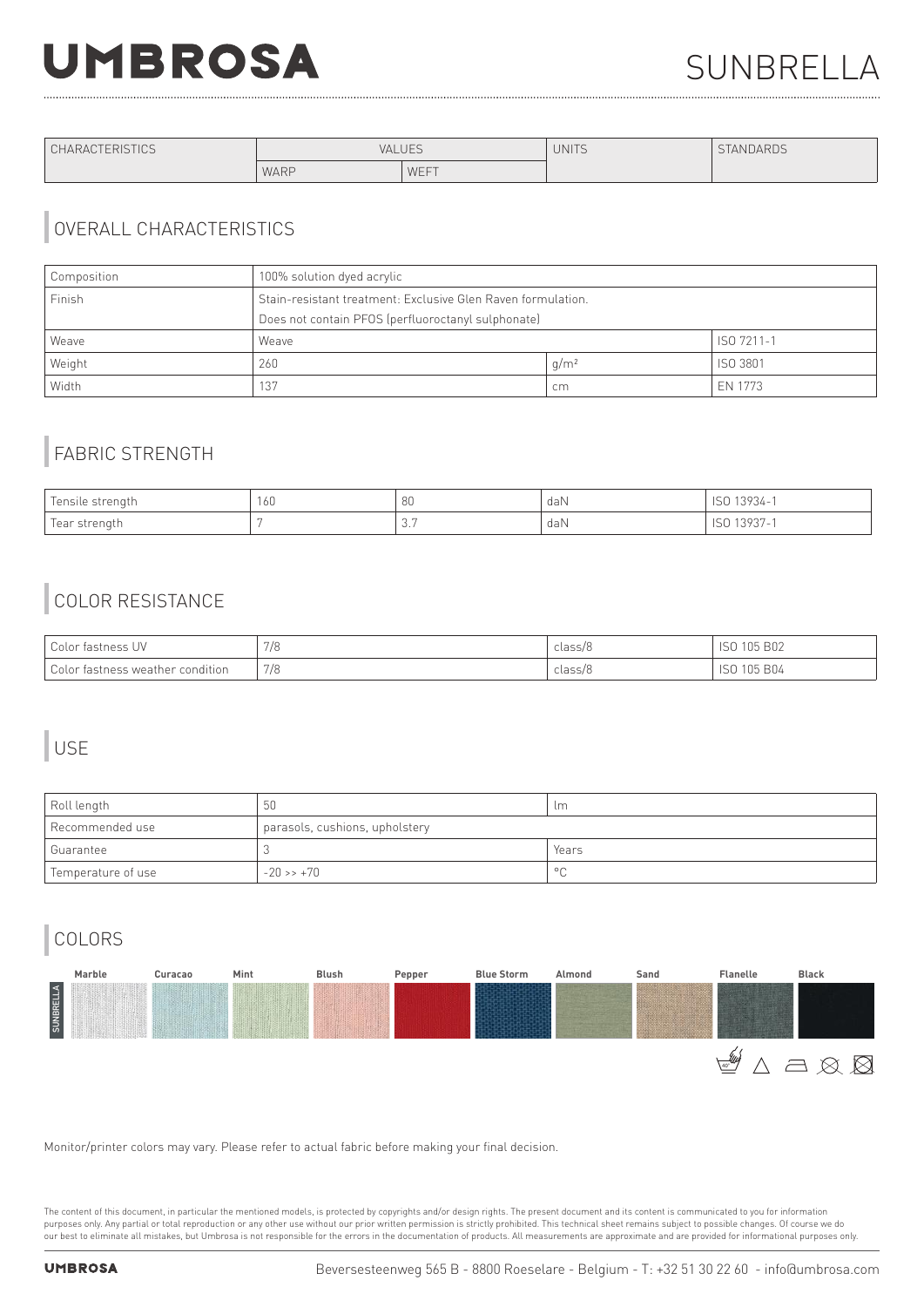# UMBROSA

# SUNBRELLA

| CHARACTERISTICS | VALUES | | UNITS | STANDARDS |
|---|---|---|---|---|
| | WARP | WEFT | | |

## OVERALL CHARACTERISTICS

| | | | |
|---|---|---|---|
| Composition | 100% solution dyed acrylic | | |
| Finish | Stain-resistant treatment: Exclusive Glen Raven formulation. Does not contain PFOS (perfluoroctanyl sulphonate) | | |
| Weave | Weave | | ISO 7211-1 |
| Weight | 260 | g/m² | ISO 3801 |
| Width | 137 | cm | EN 1773 |

## FABRIC STRENGTH

| | | | | |
|---|---|---|---|---|
| Tensile strength | 160 | 80 | daN | ISO 13934-1 |
| Tear strength | 7 | 3.7 | daN | ISO 13937-1 |

## COLOR RESISTANCE

| | | | |
|---|---|---|---|
| Color fastness UV | 7/8 | class/8 | ISO 105 B02 |
| Color fastness weather condition | 7/8 | class/8 | ISO 105 B04 |

## USE

| | | |
|---|---|---|
| Roll length | 50 | lm |
| Recommended use | parasols, cushions, upholstery | |
| Guarantee | 3 | Years |
| Temperature of use | -20 >> +70 | °C |

## COLORS

SUNBRELLA: Marble, Curacao, Mint, Blush, Pepper, Blue Storm, Almond, Sand, Flanelle, Black

Monitor/printer colors may vary. Please refer to actual fabric before making your final decision.

The content of this document, in particular the mentioned models, is protected by copyrights and/or design rights. The present document and its content is communicated to you for information purposes only. Any partial or total reproduction or any other use without our prior written permission is strictly prohibited. This technical sheet remains subject to possible changes. Of course we do our best to eliminate all mistakes, but Umbrosa is not responsible for the errors in the documentation of products. All measurements are approximate and are provided for informational purposes only.

UMBROSA Beversesteenweg 565 B - 8800 Roeselare - Belgium - T: +32 51 30 22 60 - info@umbrosa.com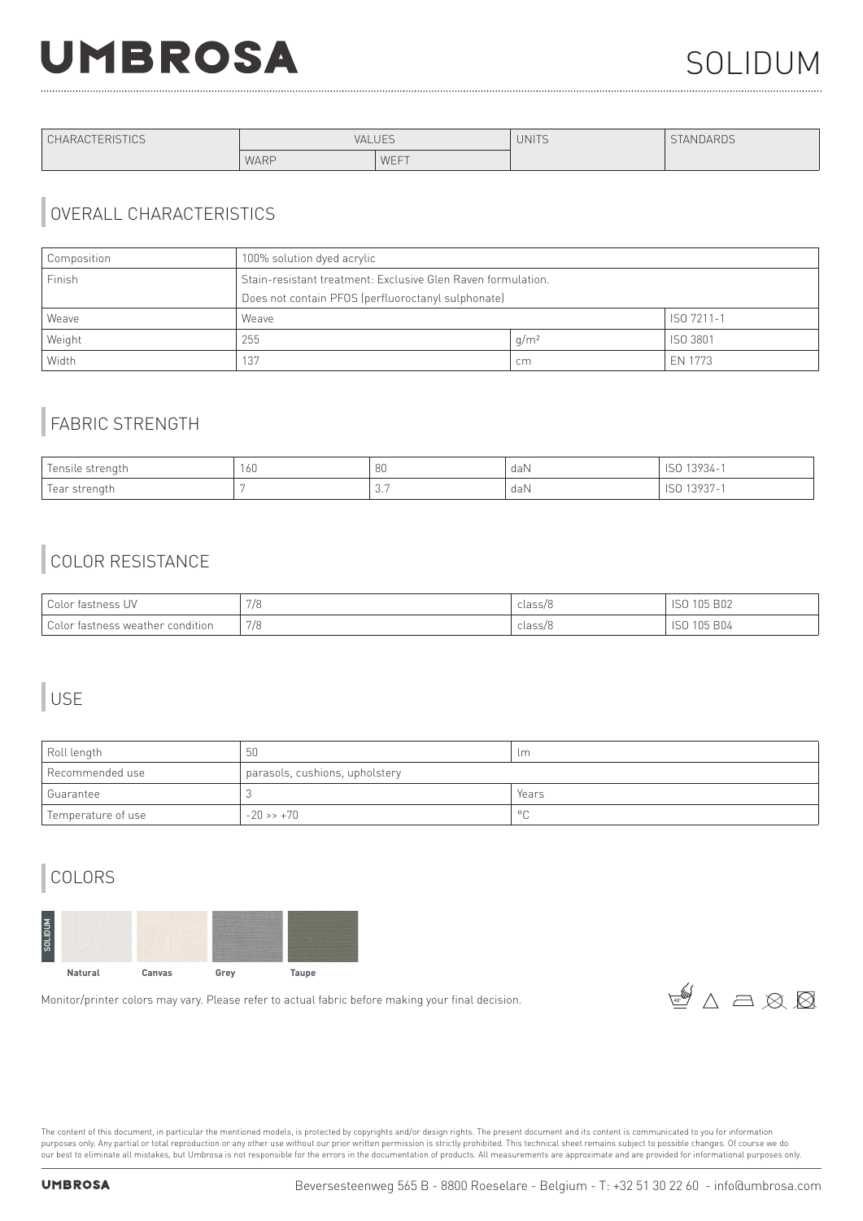# UMBROSA

# SOLIDUM

| CHARACTERISTICS | VALUES | | UNITS | STANDARDS |
|---|---|---|---|---|
| | WARP | WEFT | | |

## OVERALL CHARACTERISTICS

| | | | |
|---|---|---|---|
| Composition | 100% solution dyed acrylic | | |
| Finish | Stain-resistant treatment: Exclusive Glen Raven formulation. Does not contain PFOS (perfluoroctanyl sulphonate) | | |
| Weave | Weave | | ISO 7211-1 |
| Weight | 255 | g/m² | ISO 3801 |
| Width | 137 | cm | EN 1773 |

## FABRIC STRENGTH

| | | | | |
|---|---|---|---|---|
| Tensile strength | 160 | 80 | daN | ISO 13934-1 |
| Tear strength | 7 | 3.7 | daN | ISO 13937-1 |

## COLOR RESISTANCE

| | | | |
|---|---|---|---|
| Color fastness UV | 7/8 | class/8 | ISO 105 B02 |
| Color fastness weather condition | 7/8 | class/8 | ISO 105 B04 |

## USE

| | | |
|---|---|---|
| Roll length | 50 | lm |
| Recommended use | parasols, cushions, upholstery | |
| Guarantee | 3 | Years |
| Temperature of use | -20 >> +70 | °C |

## COLORS

SOLIDUM

Natural Canvas Grey Taupe

Monitor/printer colors may vary. Please refer to actual fabric before making your final decision.

The content of this document, in particular the mentioned models, is protected by copyrights and/or design rights. The present document and its content is communicated to you for information purposes only. Any partial or total reproduction or any other use without our prior written permission is strictly prohibited. This technical sheet remains subject to possible changes. Of course we do our best to eliminate all mistakes, but Umbrosa is not responsible for the errors in the documentation of products. All measurements are approximate and are provided for informational purposes only.

UMBROSA Beversesteenweg 565 B - 8800 Roeselare - Belgium - T: +32 51 30 22 60 - info@umbrosa.com